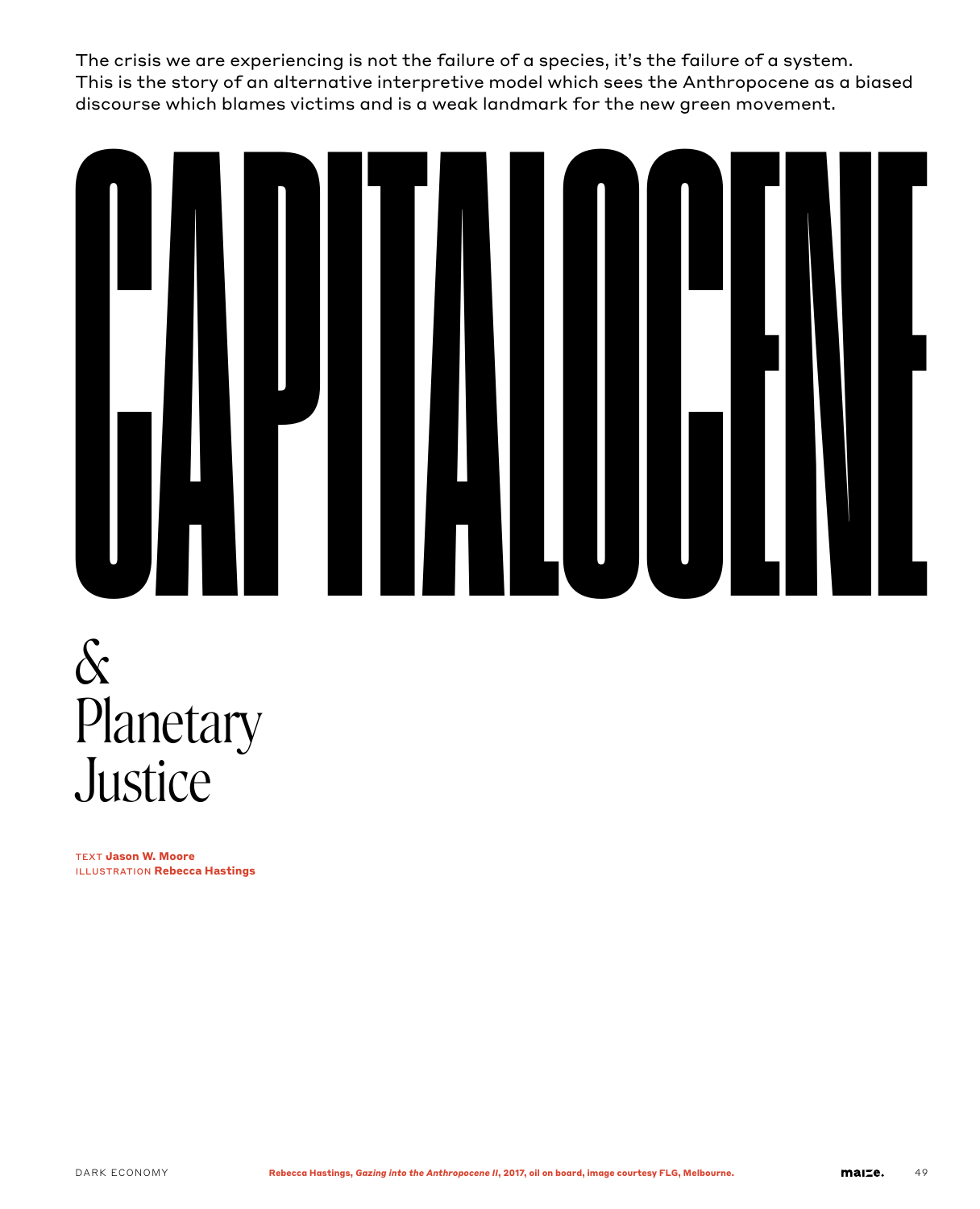The crisis we are experiencing is not the failure of a species, it's the failure of a system. This is the story of an alternative interpretive model which sees the Anthropocene as a biased discourse which blames victims and is a weak landmark for the new green movement.

# CAPITALOCENE

## & Planetary Justice

TEXT **Jason W. Moore**
ILLUSTRATION **Rebecca Hastings**

**Rebecca Hastings, *Gazing into the Anthropocene II*, 2017, oil on board, image courtesy FLG, Melbourne.**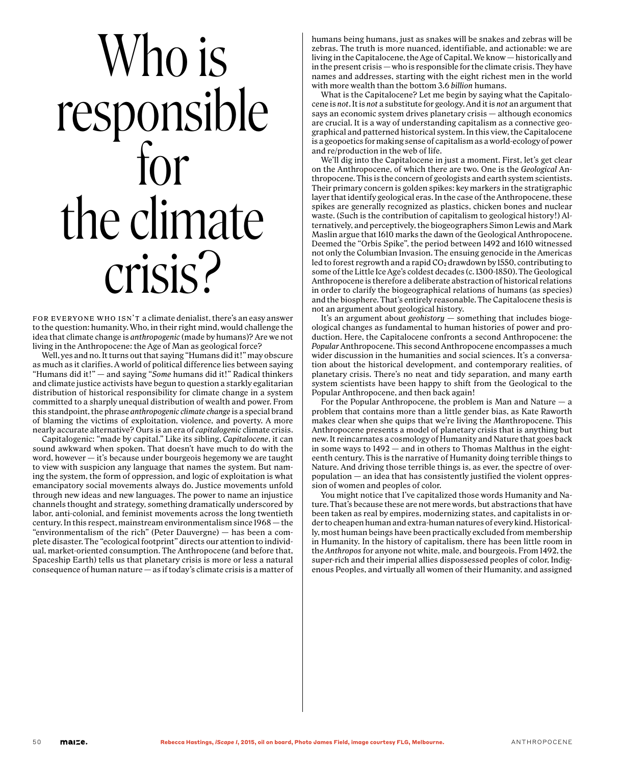# Who is responsible for the climate crisis?

FOR EVERYONE WHO ISN'T a climate denialist, there's an easy answer to the question: humanity. Who, in their right mind, would challenge the idea that climate change is *anthropogenic* (made by humans)? Are we not living in the Anthropocene: the Age of Man as geological force?

Well, yes and no. It turns out that saying "Humans did it!" may obscure as much as it clarifies. A world of political difference lies between saying "Humans did it!" — and saying "*Some* humans did it!" Radical thinkers and climate justice activists have begun to question a starkly egalitarian distribution of historical responsibility for climate change in a system committed to a sharply unequal distribution of wealth and power. From this standpoint, the phrase *anthropogenic climate change* is a special brand of blaming the victims of exploitation, violence, and poverty. A more nearly accurate alternative? Ours is an era of *capitalogenic* climate crisis.

Capitalogenic: "made by capital." Like its sibling, *Capitalocene*, it can sound awkward when spoken. That doesn't have much to do with the word, however — it's because under bourgeois hegemony we are taught to view with suspicion any language that names the system. But naming the system, the form of oppression, and logic of exploitation is what emancipatory social movements always do. Justice movements unfold through new ideas and new languages. The power to name an injustice channels thought and strategy, something dramatically underscored by labor, anti-colonial, and feminist movements across the long twentieth century. In this respect, mainstream environmentalism since 1968 — the "environmentalism of the rich" (Peter Dauvergne) — has been a complete disaster. The "ecological footprint" directs our attention to individual, market-oriented consumption. The Anthropocene (and before that, Spaceship Earth) tells us that planetary crisis is more or less a natural consequence of human nature — as if today's climate crisis is a matter of humans being humans, just as snakes will be snakes and zebras will be zebras. The truth is more nuanced, identifiable, and actionable: we are living in the Capitalocene, the Age of Capital. We know — historically and in the present crisis — who is responsible for the climate crisis. They have names and addresses, starting with the eight richest men in the world with more wealth than the bottom 3.6 *billion* humans.

What is the Capitalocene? Let me begin by saying what the Capitalocene is *not*. It is *not* a substitute for geology. And it is *not* an argument that says an economic system drives planetary crisis — although economics are crucial. It is a way of understanding capitalism as a connective geographical and patterned historical system. In this view, the Capitalocene is a geopoetics for making sense of capitalism as a world-ecology of power and re/production in the web of life.

We'll dig into the Capitalocene in just a moment. First, let's get clear on the Anthropocene, of which there are two. One is the *Geological* Anthropocene. This is the concern of geologists and earth system scientists. Their primary concern is golden spikes: key markers in the stratigraphic layer that identify geological eras. In the case of the Anthropocene, these spikes are generally recognized as plastics, chicken bones and nuclear waste. (Such is the contribution of capitalism to geological history!) Alternatively, and perceptively, the biogeographers Simon Lewis and Mark Maslin argue that 1610 marks the dawn of the Geological Anthropocene. Deemed the "Orbis Spike", the period between 1492 and 1610 witnessed not only the Columbian Invasion. The ensuing genocide in the Americas led to forest regrowth and a rapid $CO_2$ drawdown by 1550, contributing to some of the Little Ice Age's coldest decades (c. 1300-1850). The Geological Anthropocene is therefore a deliberate abstraction of historical relations in order to clarify the biogeographical relations of humans (as species) and the biosphere. That's entirely reasonable. The Capitalocene thesis is not an argument about geological history.

It's an argument about *geohistory* — something that includes biogeological changes as fundamental to human histories of power and production. Here, the Capitalocene confronts a second Anthropocene: the *Popular* Anthropocene. This second Anthropocene encompasses a much wider discussion in the humanities and social sciences. It's a conversation about the historical development, and contemporary realities, of planetary crisis. There's no neat and tidy separation, and many earth system scientists have been happy to shift from the Geological to the Popular Anthropocene, and then back again!

For the Popular Anthropocene, the problem is Man and Nature — a problem that contains more than a little gender bias, as Kate Raworth makes clear when she quips that we're living the *Man*thropocene. This Anthropocene presents a model of planetary crisis that is anything but new. It reincarnates a cosmology of Humanity and Nature that goes back in some ways to 1492 — and in others to Thomas Malthus in the eighteenth century. This is the narrative of Humanity doing terrible things to Nature. And driving those terrible things is, as ever, the spectre of overpopulation — an idea that has consistently justified the violent oppression of women and peoples of color.

You might notice that I've capitalized those words Humanity and Nature. That's because these are not mere words, but abstractions that have been taken as real by empires, modernizing states, and capitalists in order to cheapen human and extra-human natures of every kind. Historically, most human beings have been practically excluded from membership in Humanity. In the history of capitalism, there has been little room in the *Anthropos* for anyone not white, male, and bourgeois. From 1492, the super-rich and their imperial allies dispossessed peoples of color, Indigenous Peoples, and virtually all women of their Humanity, and assigned

Rebecca Hastings, *iScape I*, 2015, oil on board, Photo James Field, image courtesy FLG, Melbourne.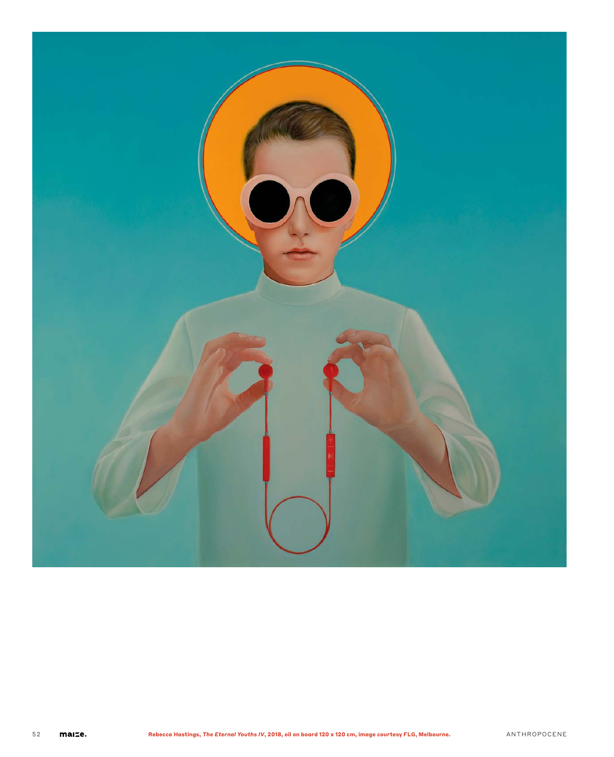Rebecca Hastings, *The Eternal Youths IV*, 2018, oil on board 120 x 120 cm, image courtesy FLG, Melbourne.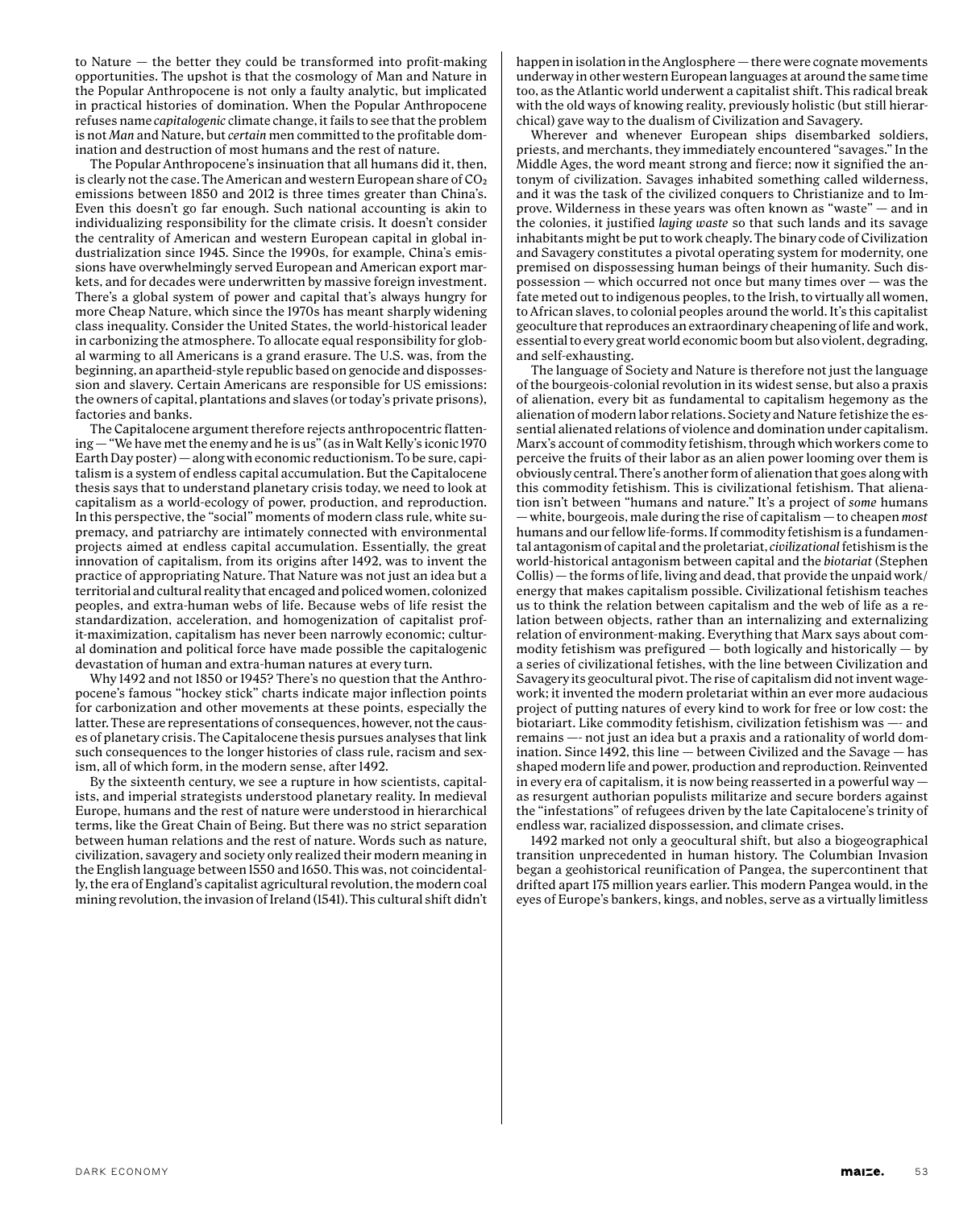to Nature — the better they could be transformed into profit-making opportunities. The upshot is that the cosmology of Man and Nature in the Popular Anthropocene is not only a faulty analytic, but implicated in practical histories of domination. When the Popular Anthropocene refuses name *capitalogenic* climate change, it fails to see that the problem is not *Man* and Nature, but *certain* men committed to the profitable domination and destruction of most humans and the rest of nature.

The Popular Anthropocene's insinuation that all humans did it, then, is clearly not the case. The American and western European share of $CO_2$ emissions between 1850 and 2012 is three times greater than China's. Even this doesn't go far enough. Such national accounting is akin to individualizing responsibility for the climate crisis. It doesn't consider the centrality of American and western European capital in global industrialization since 1945. Since the 1990s, for example, China's emissions have overwhelmingly served European and American export markets, and for decades were underwritten by massive foreign investment. There's a global system of power and capital that's always hungry for more Cheap Nature, which since the 1970s has meant sharply widening class inequality. Consider the United States, the world-historical leader in carbonizing the atmosphere. To allocate equal responsibility for global warming to all Americans is a grand erasure. The U.S. was, from the beginning, an apartheid-style republic based on genocide and dispossession and slavery. Certain Americans are responsible for US emissions: the owners of capital, plantations and slaves (or today's private prisons), factories and banks.

The Capitalocene argument therefore rejects anthropocentric flattening — "We have met the enemy and he is us" (as in Walt Kelly's iconic 1970 Earth Day poster) — along with economic reductionism. To be sure, capitalism is a system of endless capital accumulation. But the Capitalocene thesis says that to understand planetary crisis today, we need to look at capitalism as a world-ecology of power, production, and reproduction. In this perspective, the "social" moments of modern class rule, white supremacy, and patriarchy are intimately connected with environmental projects aimed at endless capital accumulation. Essentially, the great innovation of capitalism, from its origins after 1492, was to invent the practice of appropriating Nature. That Nature was not just an idea but a territorial and cultural reality that encaged and policed women, colonized peoples, and extra-human webs of life. Because webs of life resist the standardization, acceleration, and homogenization of capitalist profit-maximization, capitalism has never been narrowly economic; cultural domination and political force have made possible the capitalogenic devastation of human and extra-human natures at every turn.

Why 1492 and not 1850 or 1945? There's no question that the Anthropocene's famous "hockey stick" charts indicate major inflection points for carbonization and other movements at these points, especially the latter. These are representations of consequences, however, not the causes of planetary crisis. The Capitalocene thesis pursues analyses that link such consequences to the longer histories of class rule, racism and sexism, all of which form, in the modern sense, after 1492.

By the sixteenth century, we see a rupture in how scientists, capitalists, and imperial strategists understood planetary reality. In medieval Europe, humans and the rest of nature were understood in hierarchical terms, like the Great Chain of Being. But there was no strict separation between human relations and the rest of nature. Words such as nature, civilization, savagery and society only realized their modern meaning in the English language between 1550 and 1650. This was, not coincidentally, the era of England's capitalist agricultural revolution, the modern coal mining revolution, the invasion of Ireland (1541). This cultural shift didn't happen in isolation in the Anglosphere — there were cognate movements underway in other western European languages at around the same time too, as the Atlantic world underwent a capitalist shift. This radical break with the old ways of knowing reality, previously holistic (but still hierarchical) gave way to the dualism of Civilization and Savagery.

Wherever and whenever European ships disembarked soldiers, priests, and merchants, they immediately encountered "savages." In the Middle Ages, the word meant strong and fierce; now it signified the antonym of civilization. Savages inhabited something called wilderness, and it was the task of the civilized conquers to Christianize and to Improve. Wilderness in these years was often known as "waste" — and in the colonies, it justified *laying waste* so that such lands and its savage inhabitants might be put to work cheaply. The binary code of Civilization and Savagery constitutes a pivotal operating system for modernity, one premised on dispossessing human beings of their humanity. Such dispossession — which occurred not once but many times over — was the fate meted out to indigenous peoples, to the Irish, to virtually all women, to African slaves, to colonial peoples around the world. It's this capitalist geoculture that reproduces an extraordinary cheapening of life and work, essential to every great world economic boom but also violent, degrading, and self-exhausting.

The language of Society and Nature is therefore not just the language of the bourgeois-colonial revolution in its widest sense, but also a praxis of alienation, every bit as fundamental to capitalism hegemony as the alienation of modern labor relations. Society and Nature fetishize the essential alienated relations of violence and domination under capitalism. Marx's account of commodity fetishism, through which workers come to perceive the fruits of their labor as an alien power looming over them is obviously central. There's another form of alienation that goes along with this commodity fetishism. This is civilizational fetishism. That alienation isn't between "humans and nature." It's a project of *some* humans — white, bourgeois, male during the rise of capitalism — to cheapen *most* humans and our fellow life-forms. If commodity fetishism is a fundamental antagonism of capital and the proletariat, *civilizational* fetishism is the world-historical antagonism between capital and the *biotariat* (Stephen Collis) — the forms of life, living and dead, that provide the unpaid work/energy that makes capitalism possible. Civilizational fetishism teaches us to think the relation between capitalism and the web of life as a relation between objects, rather than an internalizing and externalizing relation of environment-making. Everything that Marx says about commodity fetishism was prefigured — both logically and historically — by a series of civilizational fetishes, with the line between Civilization and Savagery its geocultural pivot. The rise of capitalism did not invent wagework; it invented the modern proletariat within an ever more audacious project of putting natures of every kind to work for free or low cost: the biotariart. Like commodity fetishism, civilization fetishism was —- and remains —- not just an idea but a praxis and a rationality of world domination. Since 1492, this line — between Civilized and the Savage — has shaped modern life and power, production and reproduction. Reinvented in every era of capitalism, it is now being reasserted in a powerful way — as resurgent authorian populists militarize and secure borders against the "infestations" of refugees driven by the late Capitalocene's trinity of endless war, racialized dispossession, and climate crises.

1492 marked not only a geocultural shift, but also a biogeographical transition unprecedented in human history. The Columbian Invasion began a geohistorical reunification of Pangea, the supercontinent that drifted apart 175 million years earlier. This modern Pangea would, in the eyes of Europe's bankers, kings, and nobles, serve as a virtually limitless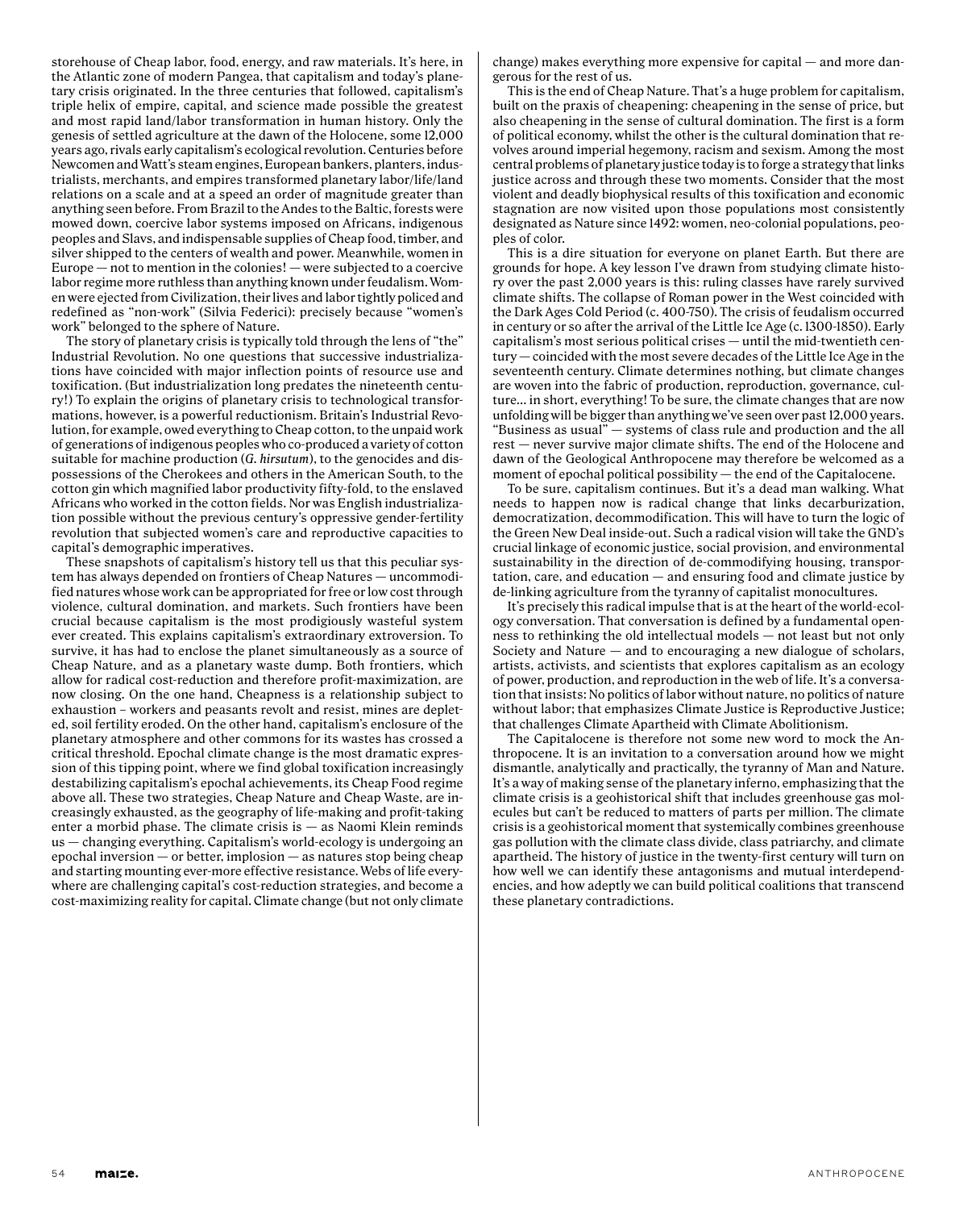storehouse of Cheap labor, food, energy, and raw materials. It's here, in the Atlantic zone of modern Pangea, that capitalism and today's planetary crisis originated. In the three centuries that followed, capitalism's triple helix of empire, capital, and science made possible the greatest and most rapid land/labor transformation in human history. Only the genesis of settled agriculture at the dawn of the Holocene, some 12,000 years ago, rivals early capitalism's ecological revolution. Centuries before Newcomen and Watt's steam engines, European bankers, planters, industrialists, merchants, and empires transformed planetary labor/life/land relations on a scale and at a speed an order of magnitude greater than anything seen before. From Brazil to the Andes to the Baltic, forests were mowed down, coercive labor systems imposed on Africans, indigenous peoples and Slavs, and indispensable supplies of Cheap food, timber, and silver shipped to the centers of wealth and power. Meanwhile, women in Europe — not to mention in the colonies! — were subjected to a coercive labor regime more ruthless than anything known under feudalism. Women were ejected from Civilization, their lives and labor tightly policed and redefined as "non-work" (Silvia Federici): precisely because "women's work" belonged to the sphere of Nature.

The story of planetary crisis is typically told through the lens of "the" Industrial Revolution. No one questions that successive industrializations have coincided with major inflection points of resource use and toxification. (But industrialization long predates the nineteenth century!) To explain the origins of planetary crisis to technological transformations, however, is a powerful reductionism. Britain's Industrial Revolution, for example, owed everything to Cheap cotton, to the unpaid work of generations of indigenous peoples who co-produced a variety of cotton suitable for machine production (*G. hirsutum*), to the genocides and dispossessions of the Cherokees and others in the American South, to the cotton gin which magnified labor productivity fifty-fold, to the enslaved Africans who worked in the cotton fields. Nor was English industrialization possible without the previous century's oppressive gender-fertility revolution that subjected women's care and reproductive capacities to capital's demographic imperatives.

These snapshots of capitalism's history tell us that this peculiar system has always depended on frontiers of Cheap Natures — uncommodified natures whose work can be appropriated for free or low cost through violence, cultural domination, and markets. Such frontiers have been crucial because capitalism is the most prodigiously wasteful system ever created. This explains capitalism's extraordinary extroversion. To survive, it has had to enclose the planet simultaneously as a source of Cheap Nature, and as a planetary waste dump. Both frontiers, which allow for radical cost-reduction and therefore profit-maximization, are now closing. On the one hand, Cheapness is a relationship subject to exhaustion – workers and peasants revolt and resist, mines are depleted, soil fertility eroded. On the other hand, capitalism's enclosure of the planetary atmosphere and other commons for its wastes has crossed a critical threshold. Epochal climate change is the most dramatic expression of this tipping point, where we find global toxification increasingly destabilizing capitalism's epochal achievements, its Cheap Food regime above all. These two strategies, Cheap Nature and Cheap Waste, are increasingly exhausted, as the geography of life-making and profit-taking enter a morbid phase. The climate crisis is — as Naomi Klein reminds us — changing everything. Capitalism's world-ecology is undergoing an epochal inversion — or better, implosion — as natures stop being cheap and starting mounting ever-more effective resistance. Webs of life everywhere are challenging capital's cost-reduction strategies, and become a cost-maximizing reality for capital. Climate change (but not only climate change) makes everything more expensive for capital — and more dangerous for the rest of us.

This is the end of Cheap Nature. That's a huge problem for capitalism, built on the praxis of cheapening: cheapening in the sense of price, but also cheapening in the sense of cultural domination. The first is a form of political economy, whilst the other is the cultural domination that revolves around imperial hegemony, racism and sexism. Among the most central problems of planetary justice today is to forge a strategy that links justice across and through these two moments. Consider that the most violent and deadly biophysical results of this toxification and economic stagnation are now visited upon those populations most consistently designated as Nature since 1492: women, neo-colonial populations, peoples of color.

This is a dire situation for everyone on planet Earth. But there are grounds for hope. A key lesson I've drawn from studying climate history over the past 2,000 years is this: ruling classes have rarely survived climate shifts. The collapse of Roman power in the West coincided with the Dark Ages Cold Period (c. 400-750). The crisis of feudalism occurred in century or so after the arrival of the Little Ice Age (c. 1300-1850). Early capitalism's most serious political crises — until the mid-twentieth century — coincided with the most severe decades of the Little Ice Age in the seventeenth century. Climate determines nothing, but climate changes are woven into the fabric of production, reproduction, governance, culture... in short, everything! To be sure, the climate changes that are now unfolding will be bigger than anything we've seen over past 12,000 years. "Business as usual" — systems of class rule and production and the all rest — never survive major climate shifts. The end of the Holocene and dawn of the Geological Anthropocene may therefore be welcomed as a moment of epochal political possibility — the end of the Capitalocene.

To be sure, capitalism continues. But it's a dead man walking. What needs to happen now is radical change that links decarburization, democratization, decommodification. This will have to turn the logic of the Green New Deal inside-out. Such a radical vision will take the GND's crucial linkage of economic justice, social provision, and environmental sustainability in the direction of de-commodifying housing, transportation, care, and education — and ensuring food and climate justice by de-linking agriculture from the tyranny of capitalist monocultures.

It's precisely this radical impulse that is at the heart of the world-ecology conversation. That conversation is defined by a fundamental openness to rethinking the old intellectual models — not least but not only Society and Nature — and to encouraging a new dialogue of scholars, artists, activists, and scientists that explores capitalism as an ecology of power, production, and reproduction in the web of life. It's a conversation that insists: No politics of labor without nature, no politics of nature without labor; that emphasizes Climate Justice is Reproductive Justice; that challenges Climate Apartheid with Climate Abolitionism.

The Capitalocene is therefore not some new word to mock the Anthropocene. It is an invitation to a conversation around how we might dismantle, analytically and practically, the tyranny of Man and Nature. It's a way of making sense of the planetary inferno, emphasizing that the climate crisis is a geohistorical shift that includes greenhouse gas molecules but can't be reduced to matters of parts per million. The climate crisis is a geohistorical moment that systemically combines greenhouse gas pollution with the climate class divide, class patriarchy, and climate apartheid. The history of justice in the twenty-first century will turn on how well we can identify these antagonisms and mutual interdependencies, and how adeptly we can build political coalitions that transcend these planetary contradictions.